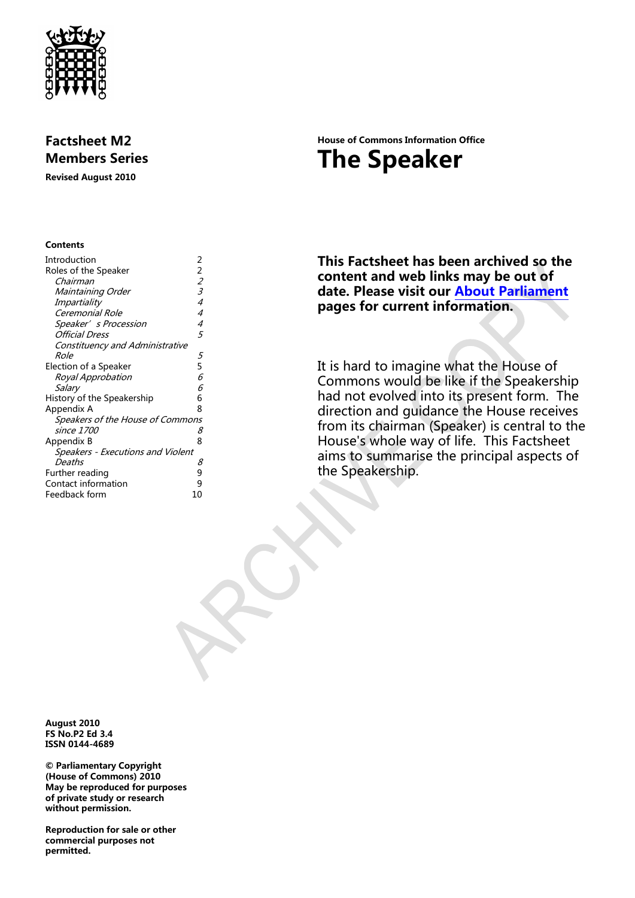# Factsheet M2
## Members Series

**Revised August 2010**

**House of Commons Information Office**

# The Speaker

**Contents**

| | |
|---|---|
| Introduction | 2 |
| Roles of the Speaker | 2 |
| *Chairman* | *2* |
| *Maintaining Order* | *3* |
| *Impartiality* | *4* |
| *Ceremonial Role* | *4* |
| *Speaker's Procession* | *4* |
| *Official Dress* | *5* |
| *Constituency and Administrative Role* | *5* |
| Election of a Speaker | 5 |
| *Royal Approbation* | *6* |
| *Salary* | *6* |
| History of the Speakership | 6 |
| Appendix A | 8 |
| *Speakers of the House of Commons since 1700* | *8* |
| Appendix B | 8 |
| *Speakers - Executions and Violent Deaths* | *8* |
| Further reading | 9 |
| Contact information | 9 |
| Feedback form | 10 |

**This Factsheet has been archived so the content and web links may be out of date. Please visit our About Parliament pages for current information.**

It is hard to imagine what the House of Commons would be like if the Speakership had not evolved into its present form. The direction and guidance the House receives from its chairman (Speaker) is central to the House's whole way of life. This Factsheet aims to summarise the principal aspects of the Speakership.

**August 2010**
**FS No.P2 Ed 3.4**
**ISSN 0144-4689**

**© Parliamentary Copyright (House of Commons) 2010**
**May be reproduced for purposes of private study or research without permission.**

**Reproduction for sale or other commercial purposes not permitted.**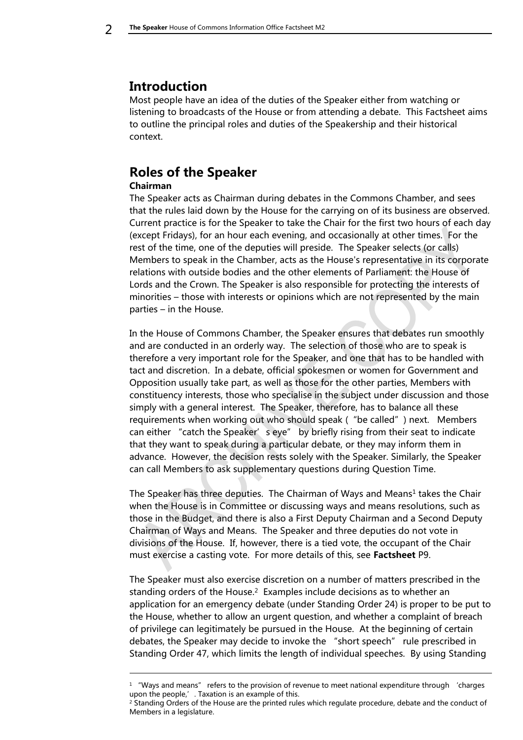## Introduction

Most people have an idea of the duties of the Speaker either from watching or listening to broadcasts of the House or from attending a debate. This Factsheet aims to outline the principal roles and duties of the Speakership and their historical context.

## Roles of the Speaker

### Chairman

The Speaker acts as Chairman during debates in the Commons Chamber, and sees that the rules laid down by the House for the carrying on of its business are observed. Current practice is for the Speaker to take the Chair for the first two hours of each day (except Fridays), for an hour each evening, and occasionally at other times. For the rest of the time, one of the deputies will preside. The Speaker selects (or calls) Members to speak in the Chamber, acts as the House's representative in its corporate relations with outside bodies and the other elements of Parliament: the House of Lords and the Crown. The Speaker is also responsible for protecting the interests of minorities – those with interests or opinions which are not represented by the main parties – in the House.

In the House of Commons Chamber, the Speaker ensures that debates run smoothly and are conducted in an orderly way. The selection of those who are to speak is therefore a very important role for the Speaker, and one that has to be handled with tact and discretion. In a debate, official spokesmen or women for Government and Opposition usually take part, as well as those for the other parties, Members with constituency interests, those who specialise in the subject under discussion and those simply with a general interest. The Speaker, therefore, has to balance all these requirements when working out who should speak ("be called") next. Members can either "catch the Speaker's eye" by briefly rising from their seat to indicate that they want to speak during a particular debate, or they may inform them in advance. However, the decision rests solely with the Speaker. Similarly, the Speaker can call Members to ask supplementary questions during Question Time.

The Speaker has three deputies. The Chairman of Ways and Means[1] takes the Chair when the House is in Committee or discussing ways and means resolutions, such as those in the Budget, and there is also a First Deputy Chairman and a Second Deputy Chairman of Ways and Means. The Speaker and three deputies do not vote in divisions of the House. If, however, there is a tied vote, the occupant of the Chair must exercise a casting vote. For more details of this, see **Factsheet** P9.

The Speaker must also exercise discretion on a number of matters prescribed in the standing orders of the House.[2] Examples include decisions as to whether an application for an emergency debate (under Standing Order 24) is proper to be put to the House, whether to allow an urgent question, and whether a complaint of breach of privilege can legitimately be pursued in the House. At the beginning of certain debates, the Speaker may decide to invoke the "short speech" rule prescribed in Standing Order 47, which limits the length of individual speeches. By using Standing

---

[1] "Ways and means" refers to the provision of revenue to meet national expenditure through 'charges upon the people,'. Taxation is an example of this.

[2] Standing Orders of the House are the printed rules which regulate procedure, debate and the conduct of Members in a legislature.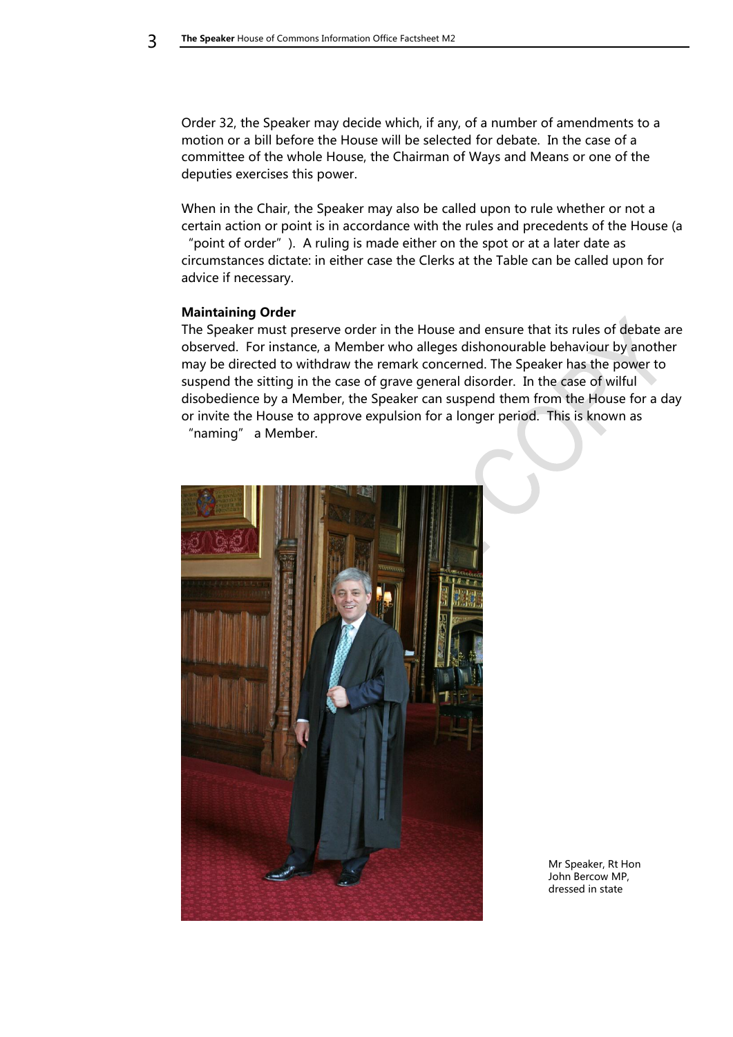Order 32, the Speaker may decide which, if any, of a number of amendments to a motion or a bill before the House will be selected for debate. In the case of a committee of the whole House, the Chairman of Ways and Means or one of the deputies exercises this power.

When in the Chair, the Speaker may also be called upon to rule whether or not a certain action or point is in accordance with the rules and precedents of the House (a "point of order"). A ruling is made either on the spot or at a later date as circumstances dictate: in either case the Clerks at the Table can be called upon for advice if necessary.

**Maintaining Order**

The Speaker must preserve order in the House and ensure that its rules of debate are observed. For instance, a Member who alleges dishonourable behaviour by another may be directed to withdraw the remark concerned. The Speaker has the power to suspend the sitting in the case of grave general disorder. In the case of wilful disobedience by a Member, the Speaker can suspend them from the House for a day or invite the House to approve expulsion for a longer period. This is known as "naming" a Member.

Mr Speaker, Rt Hon John Bercow MP, dressed in state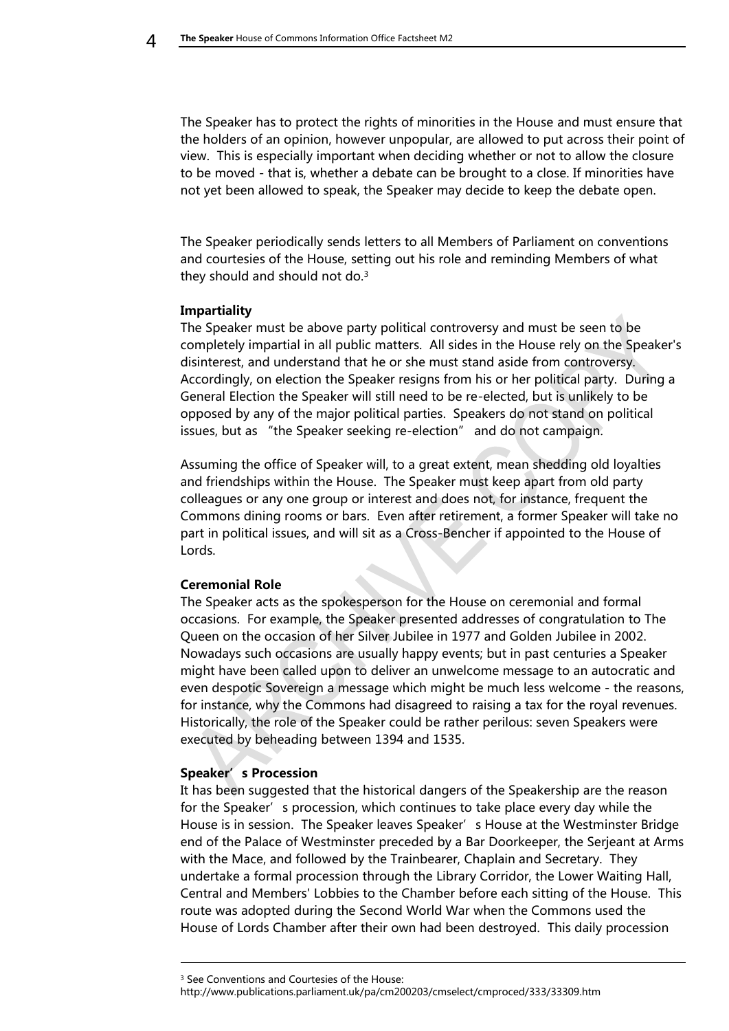The Speaker has to protect the rights of minorities in the House and must ensure that the holders of an opinion, however unpopular, are allowed to put across their point of view. This is especially important when deciding whether or not to allow the closure to be moved - that is, whether a debate can be brought to a close. If minorities have not yet been allowed to speak, the Speaker may decide to keep the debate open.

The Speaker periodically sends letters to all Members of Parliament on conventions and courtesies of the House, setting out his role and reminding Members of what they should and should not do.[3]

**Impartiality**

The Speaker must be above party political controversy and must be seen to be completely impartial in all public matters. All sides in the House rely on the Speaker's disinterest, and understand that he or she must stand aside from controversy. Accordingly, on election the Speaker resigns from his or her political party. During a General Election the Speaker will still need to be re-elected, but is unlikely to be opposed by any of the major political parties. Speakers do not stand on political issues, but as "the Speaker seeking re-election" and do not campaign.

Assuming the office of Speaker will, to a great extent, mean shedding old loyalties and friendships within the House. The Speaker must keep apart from old party colleagues or any one group or interest and does not, for instance, frequent the Commons dining rooms or bars. Even after retirement, a former Speaker will take no part in political issues, and will sit as a Cross-Bencher if appointed to the House of Lords.

**Ceremonial Role**

The Speaker acts as the spokesperson for the House on ceremonial and formal occasions. For example, the Speaker presented addresses of congratulation to The Queen on the occasion of her Silver Jubilee in 1977 and Golden Jubilee in 2002. Nowadays such occasions are usually happy events; but in past centuries a Speaker might have been called upon to deliver an unwelcome message to an autocratic and even despotic Sovereign a message which might be much less welcome - the reasons, for instance, why the Commons had disagreed to raising a tax for the royal revenues. Historically, the role of the Speaker could be rather perilous: seven Speakers were executed by beheading between 1394 and 1535.

**Speaker's Procession**

It has been suggested that the historical dangers of the Speakership are the reason for the Speaker's procession, which continues to take place every day while the House is in session. The Speaker leaves Speaker's House at the Westminster Bridge end of the Palace of Westminster preceded by a Bar Doorkeeper, the Serjeant at Arms with the Mace, and followed by the Trainbearer, Chaplain and Secretary. They undertake a formal procession through the Library Corridor, the Lower Waiting Hall, Central and Members' Lobbies to the Chamber before each sitting of the House. This route was adopted during the Second World War when the Commons used the House of Lords Chamber after their own had been destroyed. This daily procession

[3] See Conventions and Courtesies of the House: http://www.publications.parliament.uk/pa/cm200203/cmselect/cmproced/333/33309.htm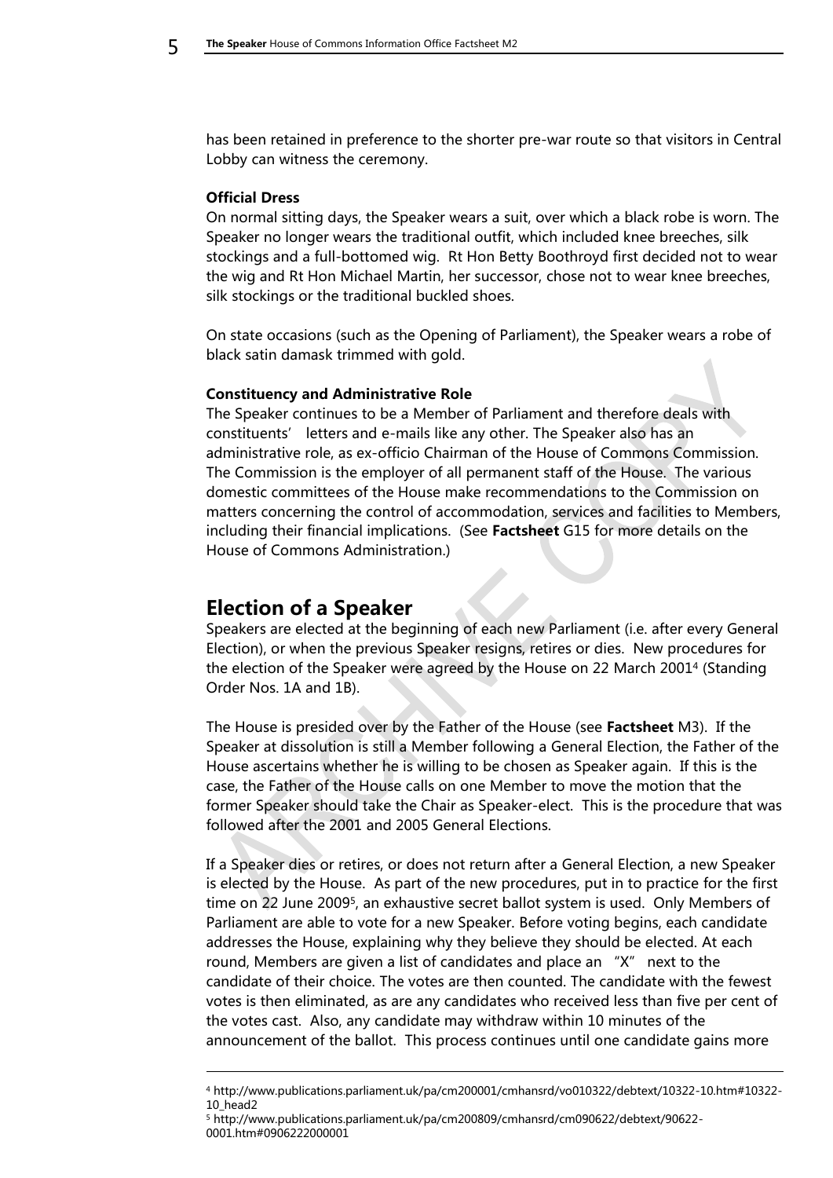has been retained in preference to the shorter pre-war route so that visitors in Central Lobby can witness the ceremony.

**Official Dress**

On normal sitting days, the Speaker wears a suit, over which a black robe is worn. The Speaker no longer wears the traditional outfit, which included knee breeches, silk stockings and a full-bottomed wig. Rt Hon Betty Boothroyd first decided not to wear the wig and Rt Hon Michael Martin, her successor, chose not to wear knee breeches, silk stockings or the traditional buckled shoes.

On state occasions (such as the Opening of Parliament), the Speaker wears a robe of black satin damask trimmed with gold.

**Constituency and Administrative Role**

The Speaker continues to be a Member of Parliament and therefore deals with constituents' letters and e-mails like any other. The Speaker also has an administrative role, as ex-officio Chairman of the House of Commons Commission. The Commission is the employer of all permanent staff of the House. The various domestic committees of the House make recommendations to the Commission on matters concerning the control of accommodation, services and facilities to Members, including their financial implications. (See **Factsheet** G15 for more details on the House of Commons Administration.)

## Election of a Speaker

Speakers are elected at the beginning of each new Parliament (i.e. after every General Election), or when the previous Speaker resigns, retires or dies. New procedures for the election of the Speaker were agreed by the House on 22 March 2001[4] (Standing Order Nos. 1A and 1B).

The House is presided over by the Father of the House (see **Factsheet** M3). If the Speaker at dissolution is still a Member following a General Election, the Father of the House ascertains whether he is willing to be chosen as Speaker again. If this is the case, the Father of the House calls on one Member to move the motion that the former Speaker should take the Chair as Speaker-elect. This is the procedure that was followed after the 2001 and 2005 General Elections.

If a Speaker dies or retires, or does not return after a General Election, a new Speaker is elected by the House. As part of the new procedures, put in to practice for the first time on 22 June 2009[5], an exhaustive secret ballot system is used. Only Members of Parliament are able to vote for a new Speaker. Before voting begins, each candidate addresses the House, explaining why they believe they should be elected. At each round, Members are given a list of candidates and place an "X" next to the candidate of their choice. The votes are then counted. The candidate with the fewest votes is then eliminated, as are any candidates who received less than five per cent of the votes cast. Also, any candidate may withdraw within 10 minutes of the announcement of the ballot. This process continues until one candidate gains more

---

[4] http://www.publications.parliament.uk/pa/cm200001/cmhansrd/vo010322/debtext/10322-10.htm#10322-10_head2

[5] http://www.publications.parliament.uk/pa/cm200809/cmhansrd/cm090622/debtext/90622-0001.htm#0906222000001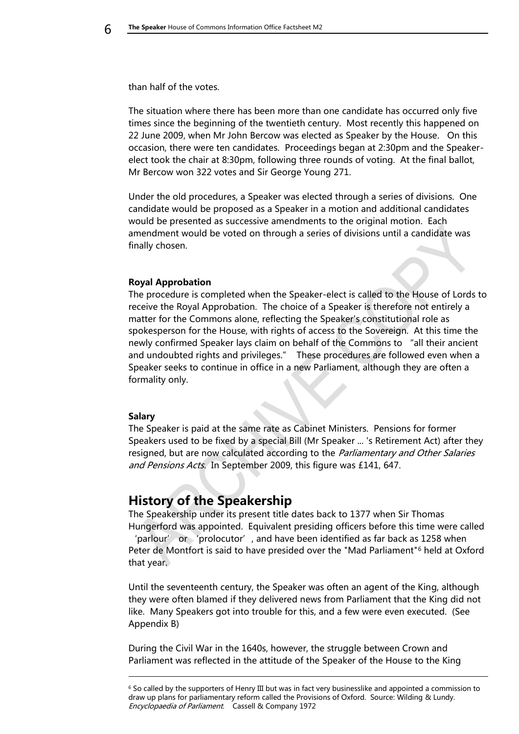than half of the votes.

The situation where there has been more than one candidate has occurred only five times since the beginning of the twentieth century. Most recently this happened on 22 June 2009, when Mr John Bercow was elected as Speaker by the House. On this occasion, there were ten candidates. Proceedings began at 2:30pm and the Speaker-elect took the chair at 8:30pm, following three rounds of voting. At the final ballot, Mr Bercow won 322 votes and Sir George Young 271.

Under the old procedures, a Speaker was elected through a series of divisions. One candidate would be proposed as a Speaker in a motion and additional candidates would be presented as successive amendments to the original motion. Each amendment would be voted on through a series of divisions until a candidate was finally chosen.

**Royal Approbation**

The procedure is completed when the Speaker-elect is called to the House of Lords to receive the Royal Approbation. The choice of a Speaker is therefore not entirely a matter for the Commons alone, reflecting the Speaker's constitutional role as spokesperson for the House, with rights of access to the Sovereign. At this time the newly confirmed Speaker lays claim on behalf of the Commons to "all their ancient and undoubted rights and privileges." These procedures are followed even when a Speaker seeks to continue in office in a new Parliament, although they are often a formality only.

**Salary**

The Speaker is paid at the same rate as Cabinet Ministers. Pensions for former Speakers used to be fixed by a special Bill (Mr Speaker ... 's Retirement Act) after they resigned, but are now calculated according to the *Parliamentary and Other Salaries and Pensions Acts*. In September 2009, this figure was £141, 647.

## History of the Speakership

The Speakership under its present title dates back to 1377 when Sir Thomas Hungerford was appointed. Equivalent presiding officers before this time were called 'parlour' or 'prolocutor', and have been identified as far back as 1258 when Peter de Montfort is said to have presided over the "Mad Parliament"[6] held at Oxford that year.

Until the seventeenth century, the Speaker was often an agent of the King, although they were often blamed if they delivered news from Parliament that the King did not like. Many Speakers got into trouble for this, and a few were even executed. (See Appendix B)

During the Civil War in the 1640s, however, the struggle between Crown and Parliament was reflected in the attitude of the Speaker of the House to the King

[6] So called by the supporters of Henry III but was in fact very businesslike and appointed a commission to draw up plans for parliamentary reform called the Provisions of Oxford. Source: Wilding & Lundy. *Encyclopaedia of Parliament*. Cassell & Company 1972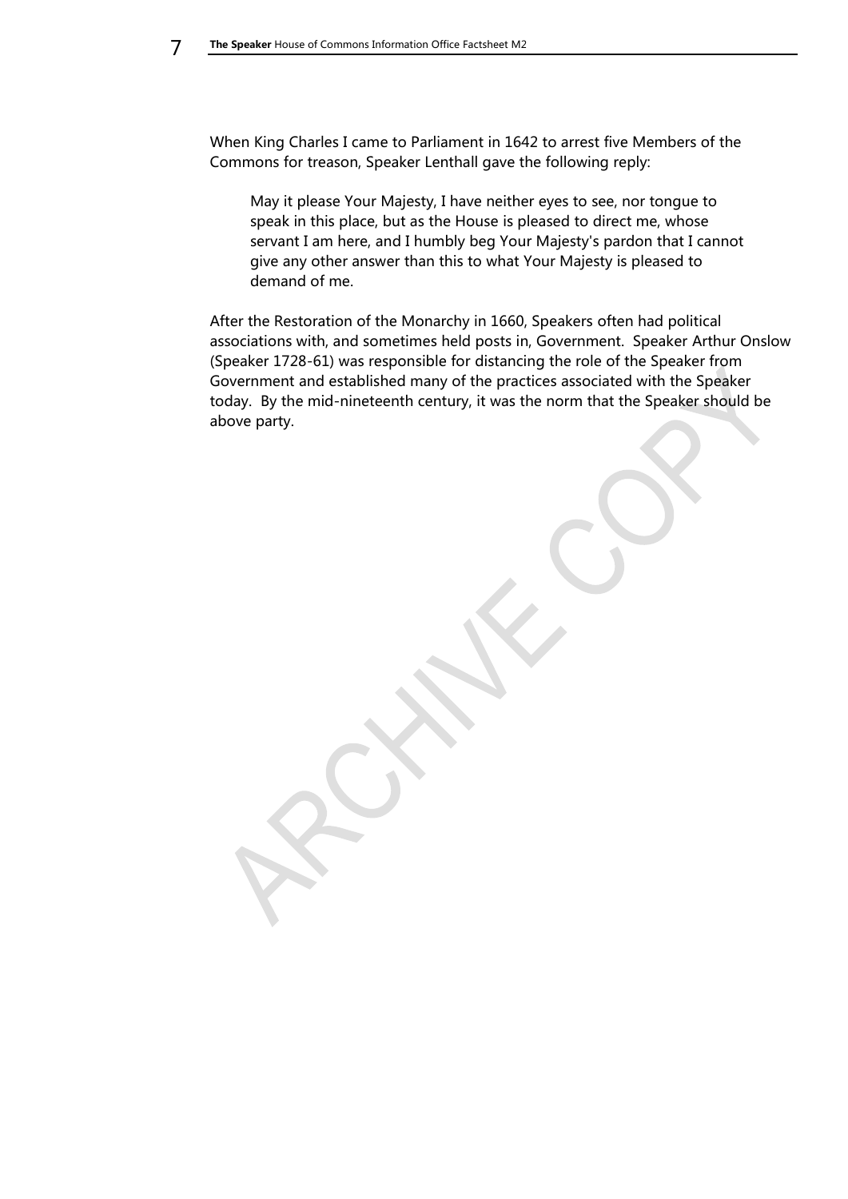When King Charles I came to Parliament in 1642 to arrest five Members of the Commons for treason, Speaker Lenthall gave the following reply:

> May it please Your Majesty, I have neither eyes to see, nor tongue to speak in this place, but as the House is pleased to direct me, whose servant I am here, and I humbly beg Your Majesty's pardon that I cannot give any other answer than this to what Your Majesty is pleased to demand of me.

After the Restoration of the Monarchy in 1660, Speakers often had political associations with, and sometimes held posts in, Government. Speaker Arthur Onslow (Speaker 1728-61) was responsible for distancing the role of the Speaker from Government and established many of the practices associated with the Speaker today. By the mid-nineteenth century, it was the norm that the Speaker should be above party.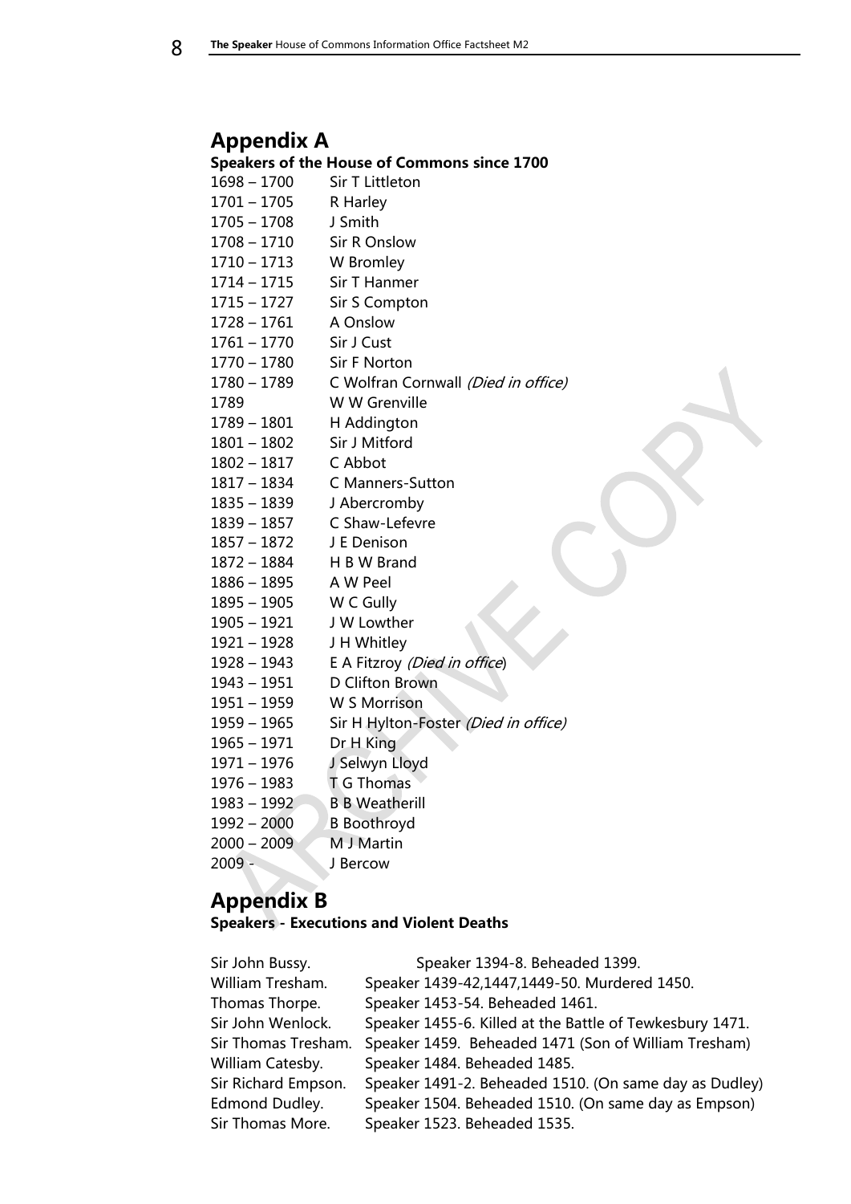## Appendix A

**Speakers of the House of Commons since 1700**

| | |
|---|---|
| 1698 – 1700 | Sir T Littleton |
| 1701 – 1705 | R Harley |
| 1705 – 1708 | J Smith |
| 1708 – 1710 | Sir R Onslow |
| 1710 – 1713 | W Bromley |
| 1714 – 1715 | Sir T Hanmer |
| 1715 – 1727 | Sir S Compton |
| 1728 – 1761 | A Onslow |
| 1761 – 1770 | Sir J Cust |
| 1770 – 1780 | Sir F Norton |
| 1780 – 1789 | C Wolfran Cornwall *(Died in office)* |
| 1789 | W W Grenville |
| 1789 – 1801 | H Addington |
| 1801 – 1802 | Sir J Mitford |
| 1802 – 1817 | C Abbot |
| 1817 – 1834 | C Manners-Sutton |
| 1835 – 1839 | J Abercromby |
| 1839 – 1857 | C Shaw-Lefevre |
| 1857 – 1872 | J E Denison |
| 1872 – 1884 | H B W Brand |
| 1886 – 1895 | A W Peel |
| 1895 – 1905 | W C Gully |
| 1905 – 1921 | J W Lowther |
| 1921 – 1928 | J H Whitley |
| 1928 – 1943 | E A Fitzroy *(Died in office)* |
| 1943 – 1951 | D Clifton Brown |
| 1951 – 1959 | W S Morrison |
| 1959 – 1965 | Sir H Hylton-Foster *(Died in office)* |
| 1965 – 1971 | Dr H King |
| 1971 – 1976 | J Selwyn Lloyd |
| 1976 – 1983 | T G Thomas |
| 1983 – 1992 | B B Weatherill |
| 1992 – 2000 | B Boothroyd |
| 2000 – 2009 | M J Martin |
| 2009 - | J Bercow |

## Appendix B

**Speakers - Executions and Violent Deaths**

| | |
|---|---|
| Sir John Bussy. | Speaker 1394-8. Beheaded 1399. |
| William Tresham. | Speaker 1439-42,1447,1449-50. Murdered 1450. |
| Thomas Thorpe. | Speaker 1453-54. Beheaded 1461. |
| Sir John Wenlock. | Speaker 1455-6. Killed at the Battle of Tewkesbury 1471. |
| Sir Thomas Tresham. | Speaker 1459. Beheaded 1471 (Son of William Tresham) |
| William Catesby. | Speaker 1484. Beheaded 1485. |
| Sir Richard Empson. | Speaker 1491-2. Beheaded 1510. (On same day as Dudley) |
| Edmond Dudley. | Speaker 1504. Beheaded 1510. (On same day as Empson) |
| Sir Thomas More. | Speaker 1523. Beheaded 1535. |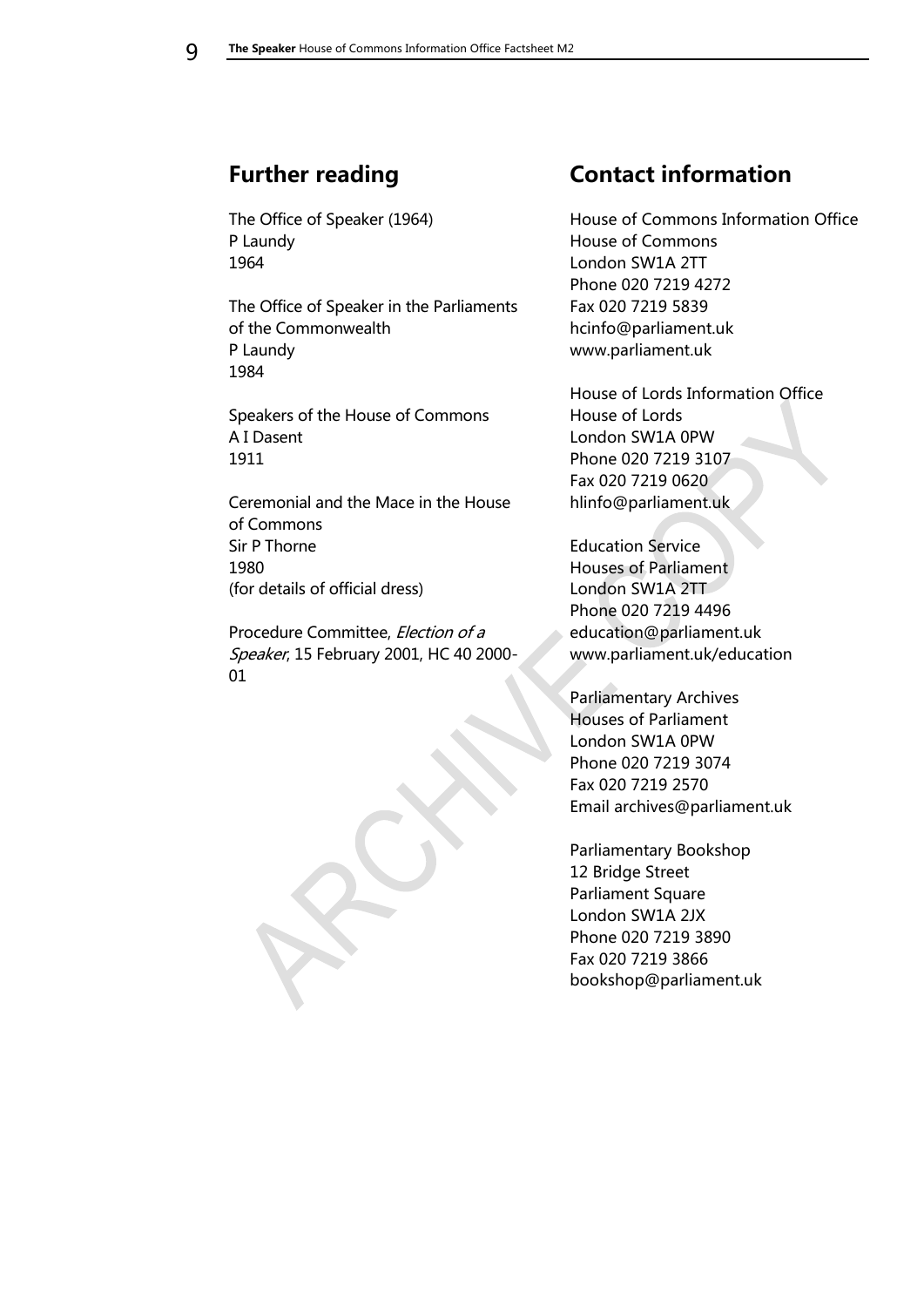## Further reading

The Office of Speaker (1964)
P Laundy
1964

The Office of Speaker in the Parliaments of the Commonwealth
P Laundy
1984

Speakers of the House of Commons
A I Dasent
1911

Ceremonial and the Mace in the House of Commons
Sir P Thorne
1980
(for details of official dress)

Procedure Committee, *Election of a Speaker*, 15 February 2001, HC 40 2000-01

## Contact information

House of Commons Information Office
House of Commons
London SW1A 2TT
Phone 020 7219 4272
Fax 020 7219 5839
hcinfo@parliament.uk
www.parliament.uk

House of Lords Information Office
House of Lords
London SW1A 0PW
Phone 020 7219 3107
Fax 020 7219 0620
hlinfo@parliament.uk

Education Service
Houses of Parliament
London SW1A 2TT
Phone 020 7219 4496
education@parliament.uk
www.parliament.uk/education

Parliamentary Archives
Houses of Parliament
London SW1A 0PW
Phone 020 7219 3074
Fax 020 7219 2570
Email archives@parliament.uk

Parliamentary Bookshop
12 Bridge Street
Parliament Square
London SW1A 2JX
Phone 020 7219 3890
Fax 020 7219 3866
bookshop@parliament.uk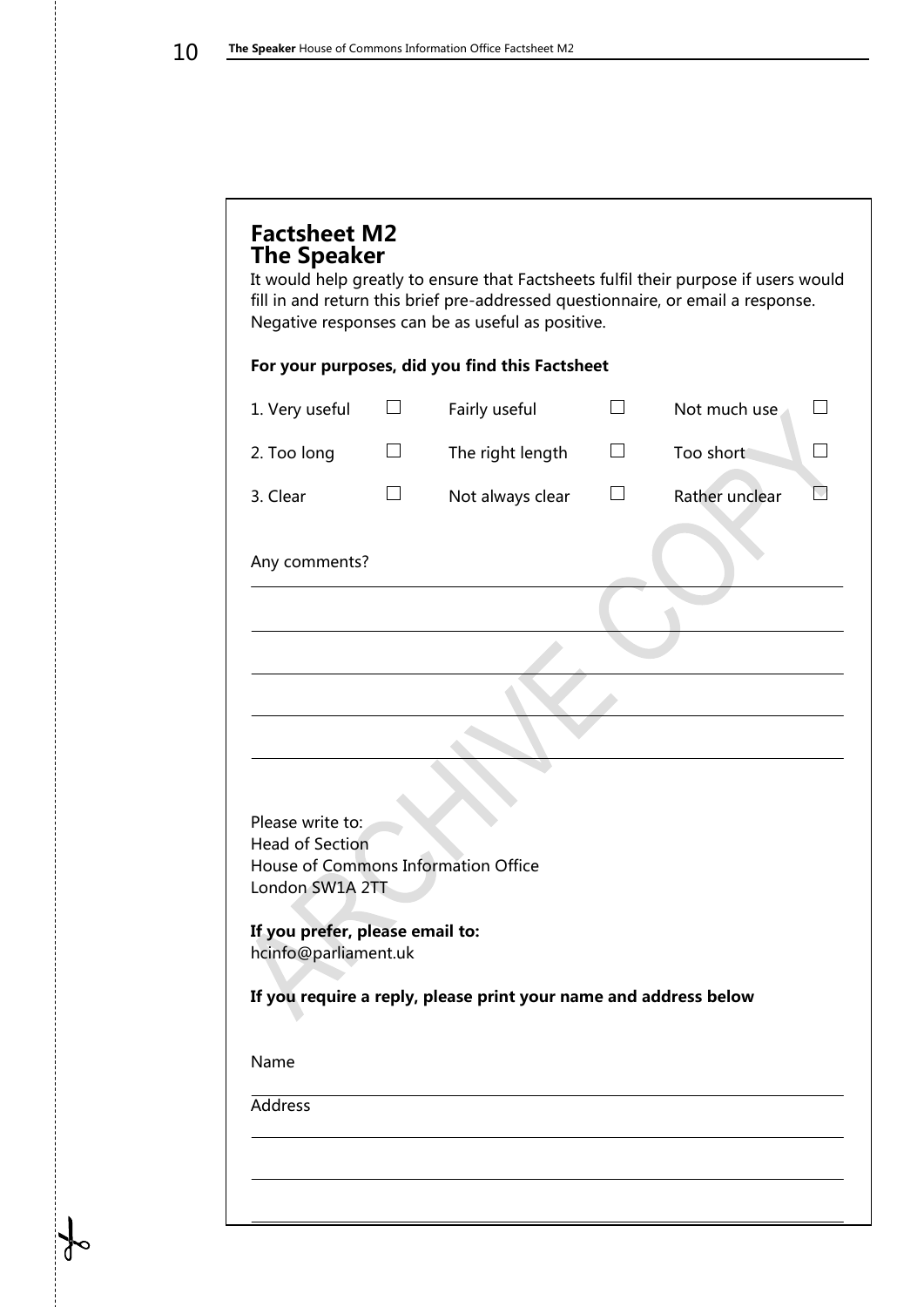## Factsheet M2
## The Speaker

It would help greatly to ensure that Factsheets fulfil their purpose if users would fill in and return this brief pre-addressed questionnaire, or email a response. Negative responses can be as useful as positive.

**For your purposes, did you find this Factsheet**

| | | | | | |
|---|---|---|---|---|---|
| 1. Very useful | ☐ | Fairly useful | ☐ | Not much use | ☐ |
| 2. Too long | ☐ | The right length | ☐ | Too short | ☐ |
| 3. Clear | ☐ | Not always clear | ☐ | Rather unclear | ☐ |

Any comments?

Please write to:
Head of Section
House of Commons Information Office
London SW1A 2TT

**If you prefer, please email to:**
hcinfo@parliament.uk

**If you require a reply, please print your name and address below**

Name

Address